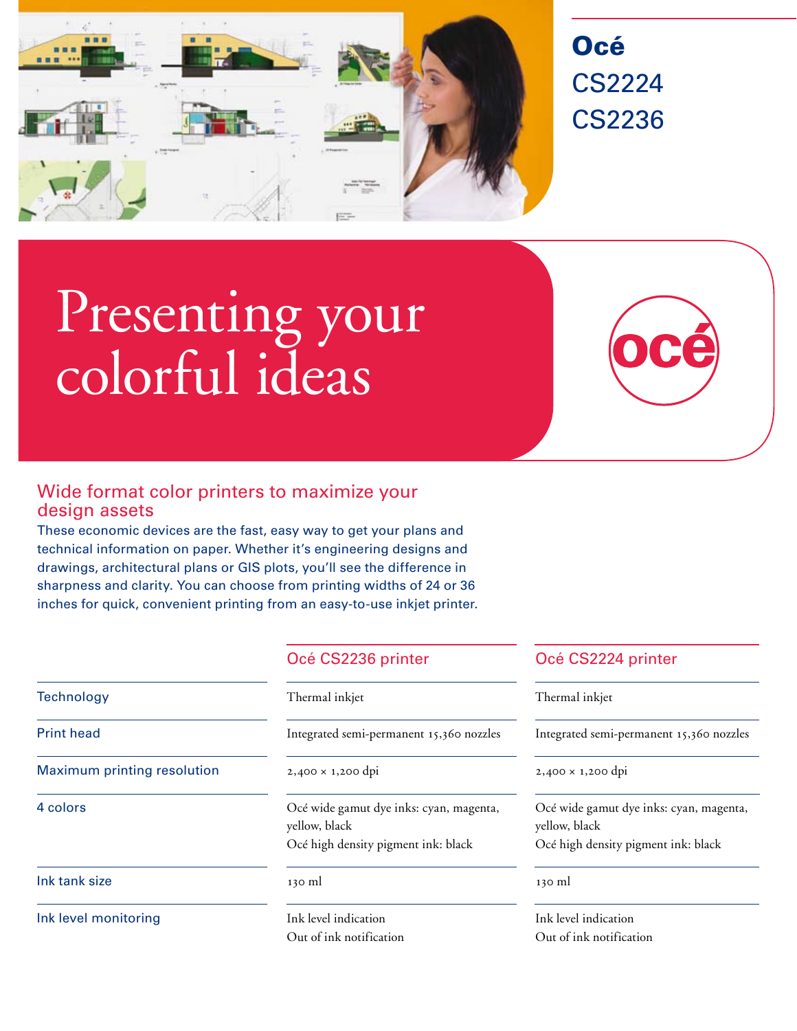# Océ CS2224 CS2236

# Presenting your colorful ideas

océ

## Wide format color printers to maximize your design assets

These economic devices are the fast, easy way to get your plans and technical information on paper. Whether it's engineering designs and drawings, architectural plans or GIS plots, you'll see the difference in sharpness and clarity. You can choose from printing widths of 24 or 36 inches for quick, convenient printing from an easy-to-use inkjet printer.

| | Océ CS2236 printer | Océ CS2224 printer |
|---|---|---|
| Technology | Thermal inkjet | Thermal inkjet |
| Print head | Integrated semi-permanent 15,360 nozzles | Integrated semi-permanent 15,360 nozzles |
| Maximum printing resolution | 2,400 × 1,200 dpi | 2,400 × 1,200 dpi |
| 4 colors | Océ wide gamut dye inks: cyan, magenta, yellow, black<br>Océ high density pigment ink: black | Océ wide gamut dye inks: cyan, magenta, yellow, black<br>Océ high density pigment ink: black |
| Ink tank size | 130 ml | 130 ml |
| Ink level monitoring | Ink level indication<br>Out of ink notification | Ink level indication<br>Out of ink notification |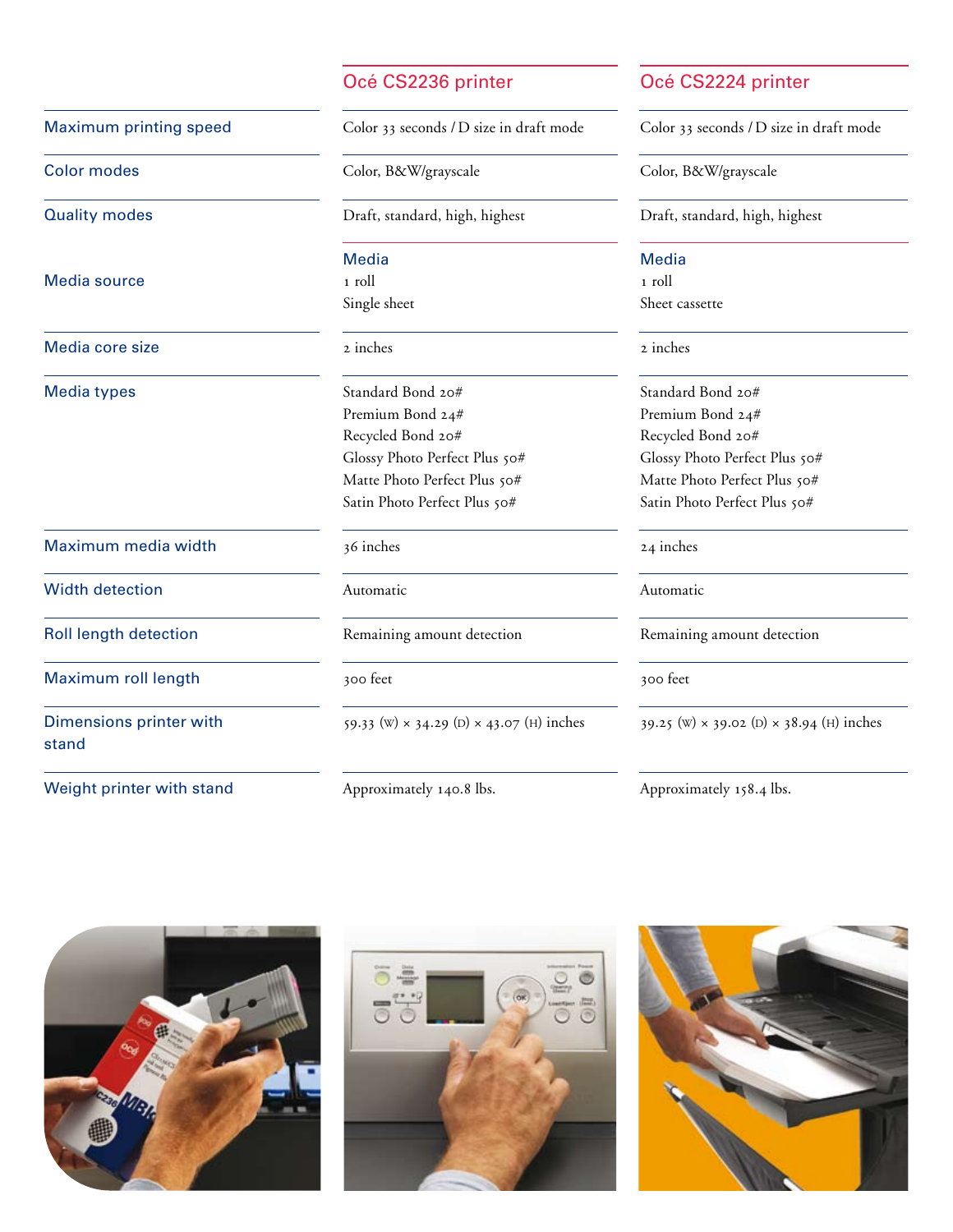| | Océ CS2236 printer | Océ CS2224 printer |
|---|---|---|
| Maximum printing speed | Color 33 seconds / D size in draft mode | Color 33 seconds / D size in draft mode |
| Color modes | Color, B&W/grayscale | Color, B&W/grayscale |
| Quality modes | Draft, standard, high, highest | Draft, standard, high, highest |
| Media source | **Media**<br>1 roll<br>Single sheet | **Media**<br>1 roll<br>Sheet cassette |
| Media core size | 2 inches | 2 inches |
| Media types | Standard Bond 20#<br>Premium Bond 24#<br>Recycled Bond 20#<br>Glossy Photo Perfect Plus 50#<br>Matte Photo Perfect Plus 50#<br>Satin Photo Perfect Plus 50# | Standard Bond 20#<br>Premium Bond 24#<br>Recycled Bond 20#<br>Glossy Photo Perfect Plus 50#<br>Matte Photo Perfect Plus 50#<br>Satin Photo Perfect Plus 50# |
| Maximum media width | 36 inches | 24 inches |
| Width detection | Automatic | Automatic |
| Roll length detection | Remaining amount detection | Remaining amount detection |
| Maximum roll length | 300 feet | 300 feet |
| Dimensions printer with stand | 59.33 (W) × 34.29 (D) × 43.07 (H) inches | 39.25 (W) × 39.02 (D) × 38.94 (H) inches |
| Weight printer with stand | Approximately 140.8 lbs. | Approximately 158.4 lbs. |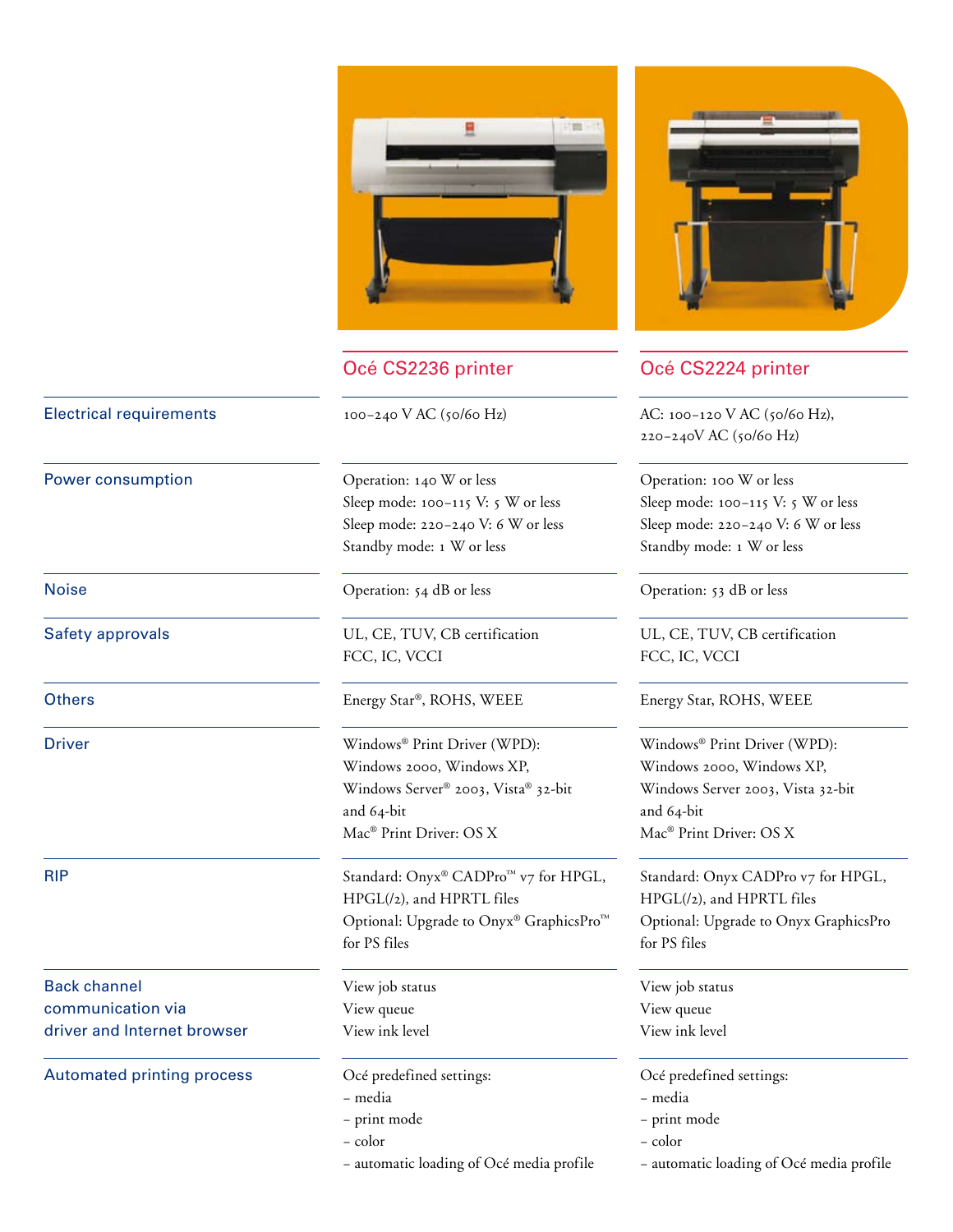| | Océ CS2236 printer | Océ CS2224 printer |
|---|---|---|
| Electrical requirements | 100–240 V AC (50/60 Hz) | AC: 100–120 V AC (50/60 Hz),<br>220–240V AC (50/60 Hz) |
| Power consumption | Operation: 140 W or less<br>Sleep mode: 100–115 V: 5 W or less<br>Sleep mode: 220–240 V: 6 W or less<br>Standby mode: 1 W or less | Operation: 100 W or less<br>Sleep mode: 100–115 V: 5 W or less<br>Sleep mode: 220–240 V: 6 W or less<br>Standby mode: 1 W or less |
| Noise | Operation: 54 dB or less | Operation: 53 dB or less |
| Safety approvals | UL, CE, TUV, CB certification<br>FCC, IC, VCCI | UL, CE, TUV, CB certification<br>FCC, IC, VCCI |
| Others | Energy Star®, ROHS, WEEE | Energy Star, ROHS, WEEE |
| Driver | Windows® Print Driver (WPD):<br>Windows 2000, Windows XP,<br>Windows Server® 2003, Vista® 32-bit and 64-bit<br>Mac® Print Driver: OS X | Windows® Print Driver (WPD):<br>Windows 2000, Windows XP,<br>Windows Server 2003, Vista 32-bit and 64-bit<br>Mac® Print Driver: OS X |
| RIP | Standard: Onyx® CADPro™ v7 for HPGL, HPGL(/2), and HPRTL files<br>Optional: Upgrade to Onyx® GraphicsPro™ for PS files | Standard: Onyx CADPro v7 for HPGL, HPGL(/2), and HPRTL files<br>Optional: Upgrade to Onyx GraphicsPro for PS files |
| Back channel communication via driver and Internet browser | View job status<br>View queue<br>View ink level | View job status<br>View queue<br>View ink level |
| Automated printing process | Océ predefined settings:<br>– media<br>– print mode<br>– color<br>– automatic loading of Océ media profile | Océ predefined settings:<br>– media<br>– print mode<br>– color<br>– automatic loading of Océ media profile |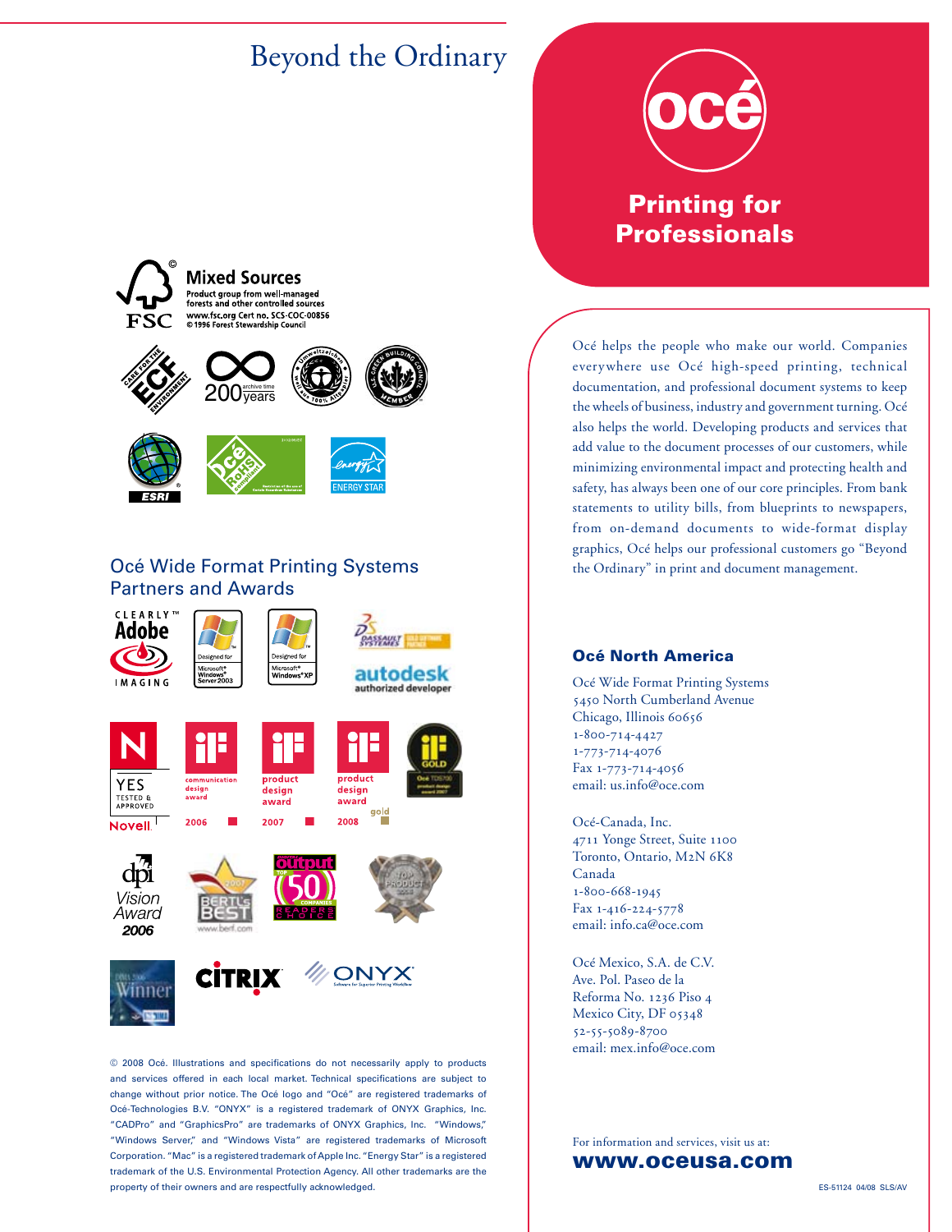# Beyond the Ordinary

océ

**Printing for Professionals**

Mixed Sources

Product group from well-managed forests and other controlled sources
www.fsc.org Cert no. SCS-COC-00856
© 1996 Forest Stewardship Council

## Océ Wide Format Printing Systems Partners and Awards

Océ helps the people who make our world. Companies everywhere use Océ high-speed printing, technical documentation, and professional document systems to keep the wheels of business, industry and government turning. Océ also helps the world. Developing products and services that add value to the document processes of our customers, while minimizing environmental impact and protecting health and safety, has always been one of our core principles. From bank statements to utility bills, from blueprints to newspapers, from on-demand documents to wide-format display graphics, Océ helps our professional customers go "Beyond the Ordinary" in print and document management.

### Océ North America

Océ Wide Format Printing Systems
5450 North Cumberland Avenue
Chicago, Illinois 60656
1-800-714-4427
1-773-714-4076
Fax 1-773-714-4056
email: us.info@oce.com

Océ-Canada, Inc.
4711 Yonge Street, Suite 1100
Toronto, Ontario, M2N 6K8
Canada
1-800-668-1945
Fax 1-416-224-5778
email: info.ca@oce.com

Océ Mexico, S.A. de C.V.
Ave. Pol. Paseo de la
Reforma No. 1236 Piso 4
Mexico City, DF 05348
52-55-5089-8700
email: mex.info@oce.com

© 2008 Océ. Illustrations and specifications do not necessarily apply to products and services offered in each local market. Technical specifications are subject to change without prior notice. The Océ logo and "Océ" are registered trademarks of Océ-Technologies B.V. "ONYX" is a registered trademark of ONYX Graphics, Inc. "CADPro" and "GraphicsPro" are trademarks of ONYX Graphics, Inc. "Windows," "Windows Server," and "Windows Vista" are registered trademarks of Microsoft Corporation. "Mac" is a registered trademark of Apple Inc. "Energy Star" is a registered trademark of the U.S. Environmental Protection Agency. All other trademarks are the property of their owners and are respectfully acknowledged.

For information and services, visit us at:
**www.oceusa.com**

ES-51124 04/08 SLS/AV